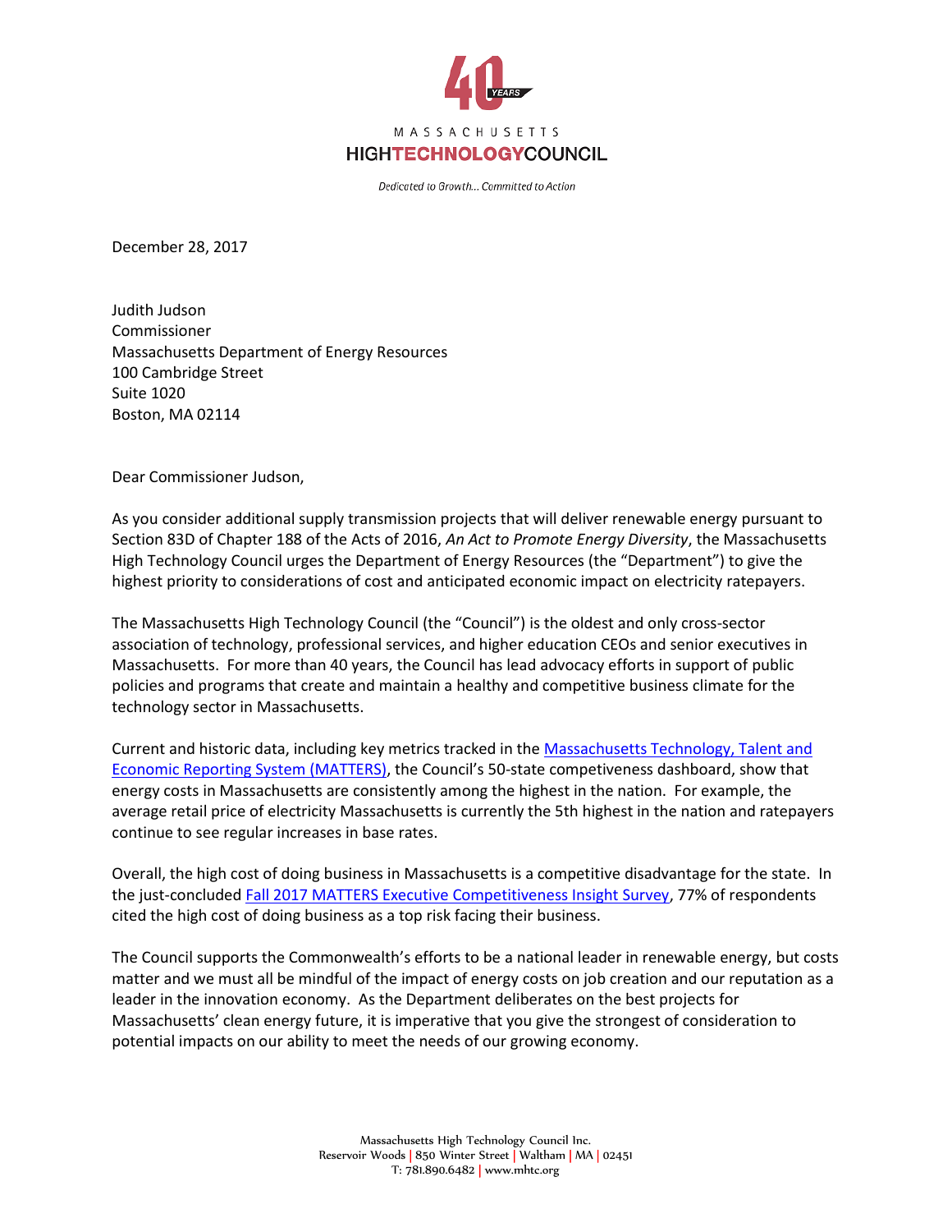40 YEARS

MASSACHUSETTS
HIGHTECHNOLOGYCOUNCIL

*Dedicated to Growth... Committed to Action*

December 28, 2017

Judith Judson
Commissioner
Massachusetts Department of Energy Resources
100 Cambridge Street
Suite 1020
Boston, MA 02114

Dear Commissioner Judson,

As you consider additional supply transmission projects that will deliver renewable energy pursuant to Section 83D of Chapter 188 of the Acts of 2016, *An Act to Promote Energy Diversity*, the Massachusetts High Technology Council urges the Department of Energy Resources (the "Department") to give the highest priority to considerations of cost and anticipated economic impact on electricity ratepayers.

The Massachusetts High Technology Council (the "Council") is the oldest and only cross-sector association of technology, professional services, and higher education CEOs and senior executives in Massachusetts. For more than 40 years, the Council has lead advocacy efforts in support of public policies and programs that create and maintain a healthy and competitive business climate for the technology sector in Massachusetts.

Current and historic data, including key metrics tracked in the Massachusetts Technology, Talent and Economic Reporting System (MATTERS), the Council's 50-state competiveness dashboard, show that energy costs in Massachusetts are consistently among the highest in the nation. For example, the average retail price of electricity Massachusetts is currently the 5th highest in the nation and ratepayers continue to see regular increases in base rates.

Overall, the high cost of doing business in Massachusetts is a competitive disadvantage for the state. In the just-concluded Fall 2017 MATTERS Executive Competitiveness Insight Survey, 77% of respondents cited the high cost of doing business as a top risk facing their business.

The Council supports the Commonwealth's efforts to be a national leader in renewable energy, but costs matter and we must all be mindful of the impact of energy costs on job creation and our reputation as a leader in the innovation economy. As the Department deliberates on the best projects for Massachusetts' clean energy future, it is imperative that you give the strongest of consideration to potential impacts on our ability to meet the needs of our growing economy.

Massachusetts High Technology Council Inc.
Reservoir Woods | 850 Winter Street | Waltham | MA | 02451
T: 781.890.6482 | www.mhtc.org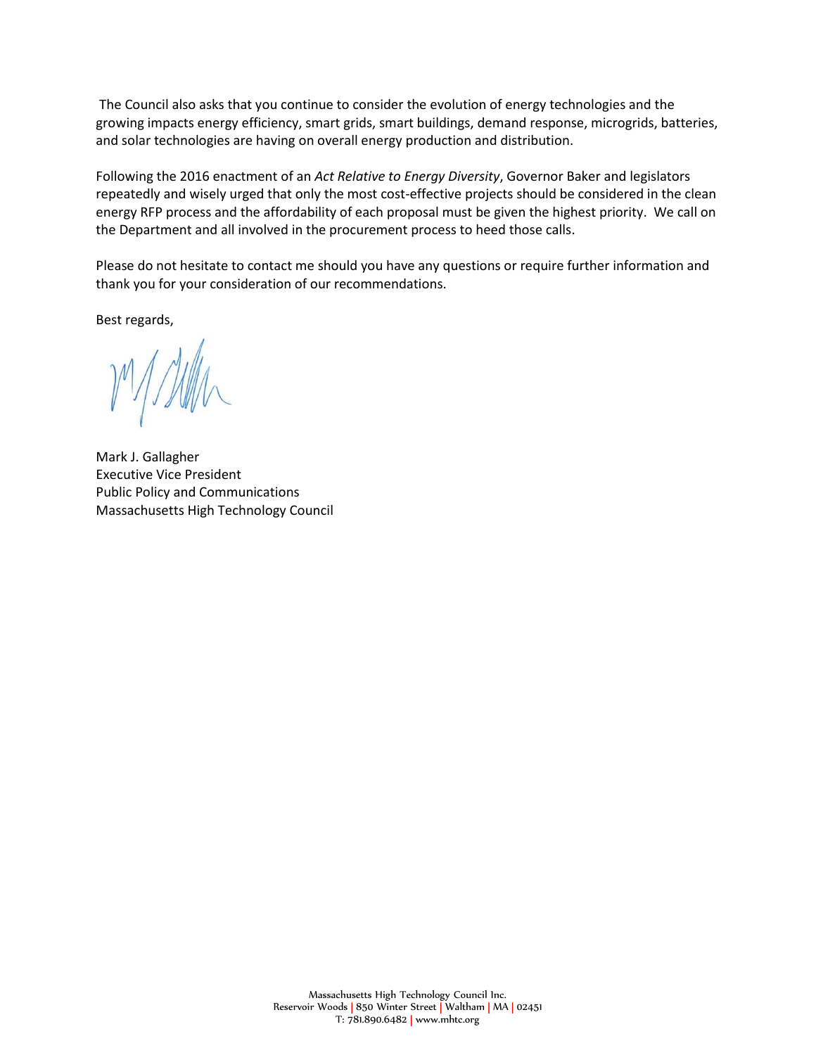The Council also asks that you continue to consider the evolution of energy technologies and the growing impacts energy efficiency, smart grids, smart buildings, demand response, microgrids, batteries, and solar technologies are having on overall energy production and distribution.

Following the 2016 enactment of an *Act Relative to Energy Diversity*, Governor Baker and legislators repeatedly and wisely urged that only the most cost-effective projects should be considered in the clean energy RFP process and the affordability of each proposal must be given the highest priority. We call on the Department and all involved in the procurement process to heed those calls.

Please do not hesitate to contact me should you have any questions or require further information and thank you for your consideration of our recommendations.

Best regards,

Mark J. Gallagher
Executive Vice President
Public Policy and Communications
Massachusetts High Technology Council

Massachusetts High Technology Council Inc.
Reservoir Woods | 850 Winter Street | Waltham | MA | 02451
T: 781.890.6482 | www.mhtc.org